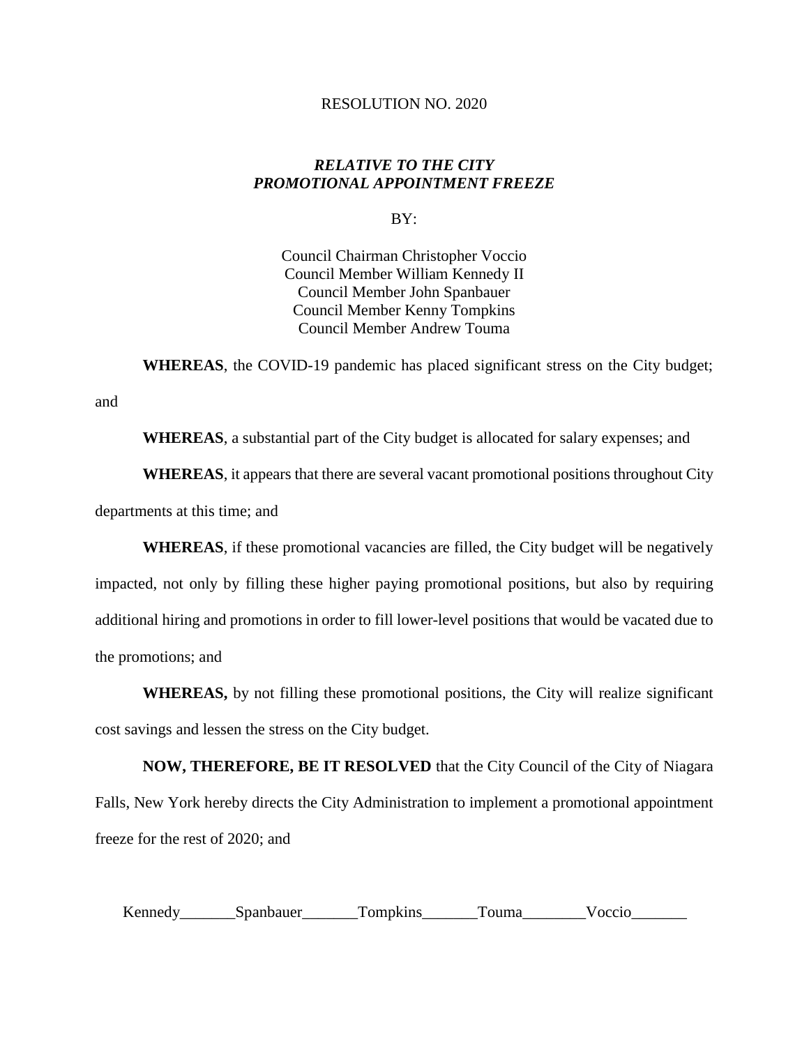RESOLUTION NO. 2020

***RELATIVE TO THE CITY PROMOTIONAL APPOINTMENT FREEZE***

BY:

Council Chairman Christopher Voccio
Council Member William Kennedy II
Council Member John Spanbauer
Council Member Kenny Tompkins
Council Member Andrew Touma

**WHEREAS**, the COVID-19 pandemic has placed significant stress on the City budget; and

**WHEREAS**, a substantial part of the City budget is allocated for salary expenses; and

**WHEREAS**, it appears that there are several vacant promotional positions throughout City departments at this time; and

**WHEREAS**, if these promotional vacancies are filled, the City budget will be negatively impacted, not only by filling these higher paying promotional positions, but also by requiring additional hiring and promotions in order to fill lower-level positions that would be vacated due to the promotions; and

**WHEREAS,** by not filling these promotional positions, the City will realize significant cost savings and lessen the stress on the City budget.

**NOW, THEREFORE, BE IT RESOLVED** that the City Council of the City of Niagara Falls, New York hereby directs the City Administration to implement a promotional appointment freeze for the rest of 2020; and

Kennedy_______Spanbauer_______Tompkins_______Touma________Voccio_______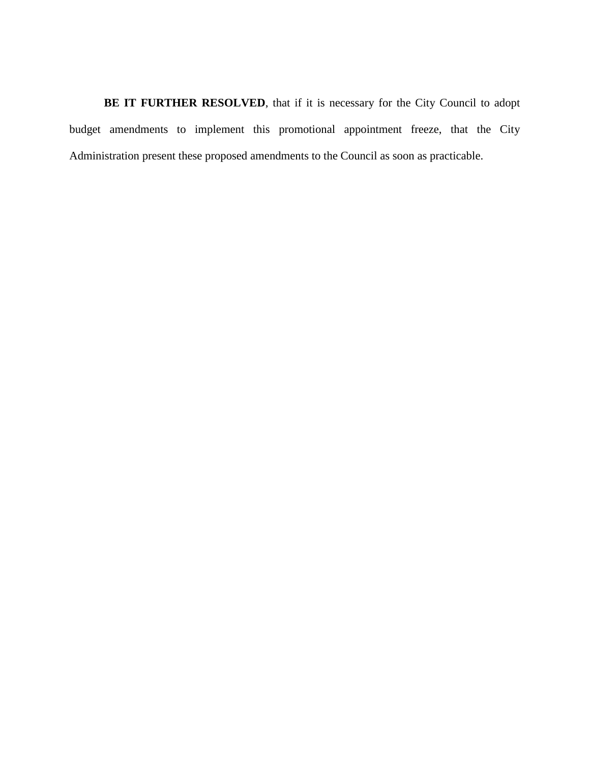**BE IT FURTHER RESOLVED**, that if it is necessary for the City Council to adopt budget amendments to implement this promotional appointment freeze, that the City Administration present these proposed amendments to the Council as soon as practicable.